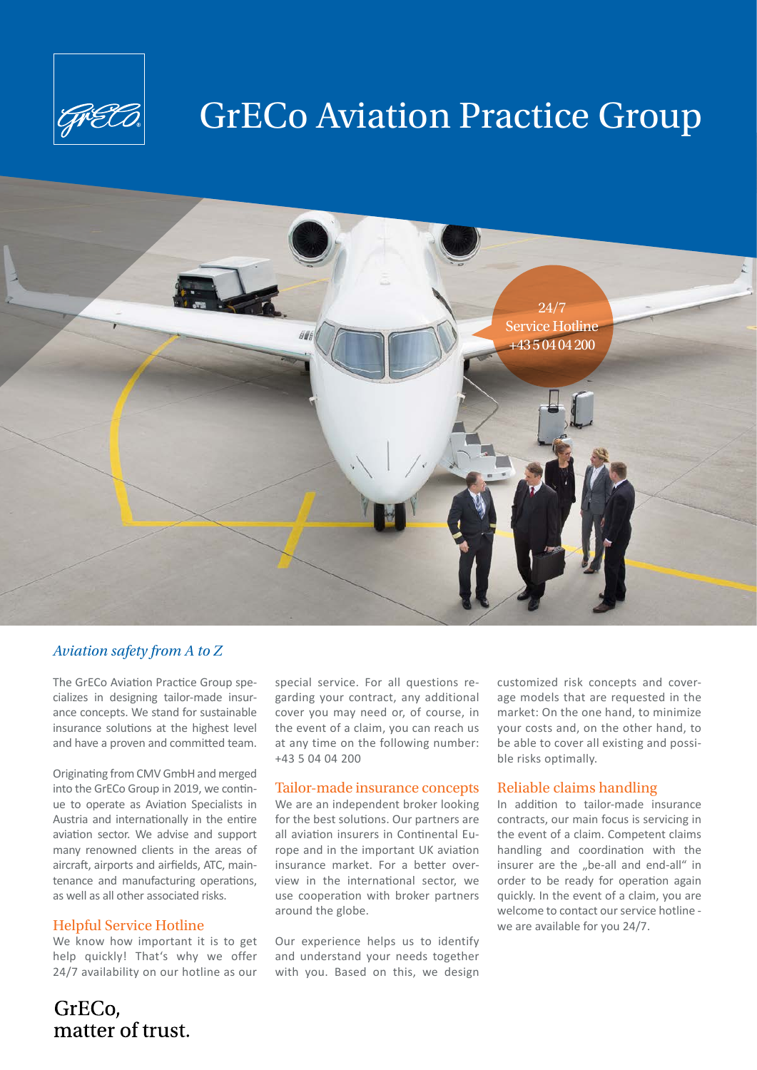# GrECo Aviation Practice Group

24/7
Service Hotline
+43 5 04 04 200

## *Aviation safety from A to Z*

The GrECo Aviation Practice Group specializes in designing tailor-made insurance concepts. We stand for sustainable insurance solutions at the highest level and have a proven and committed team.

Originating from CMV GmbH and merged into the GrECo Group in 2019, we continue to operate as Aviation Specialists in Austria and internationally in the entire aviation sector. We advise and support many renowned clients in the areas of aircraft, airports and airfields, ATC, maintenance and manufacturing operations, as well as all other associated risks.

### Helpful Service Hotline

We know how important it is to get help quickly! That's why we offer 24/7 availability on our hotline as our special service. For all questions regarding your contract, any additional cover you may need or, of course, in the event of a claim, you can reach us at any time on the following number: +43 5 04 04 200

### Tailor-made insurance concepts

We are an independent broker looking for the best solutions. Our partners are all aviation insurers in Continental Europe and in the important UK aviation insurance market. For a better overview in the international sector, we use cooperation with broker partners around the globe.

Our experience helps us to identify and understand your needs together with you. Based on this, we design customized risk concepts and coverage models that are requested in the market: On the one hand, to minimize your costs and, on the other hand, to be able to cover all existing and possible risks optimally.

### Reliable claims handling

In addition to tailor-made insurance contracts, our main focus is servicing in the event of a claim. Competent claims handling and coordination with the insurer are the „be-all and end-all" in order to be ready for operation again quickly. In the event of a claim, you are welcome to contact our service hotline - we are available for you 24/7.

GrECo,
matter of trust.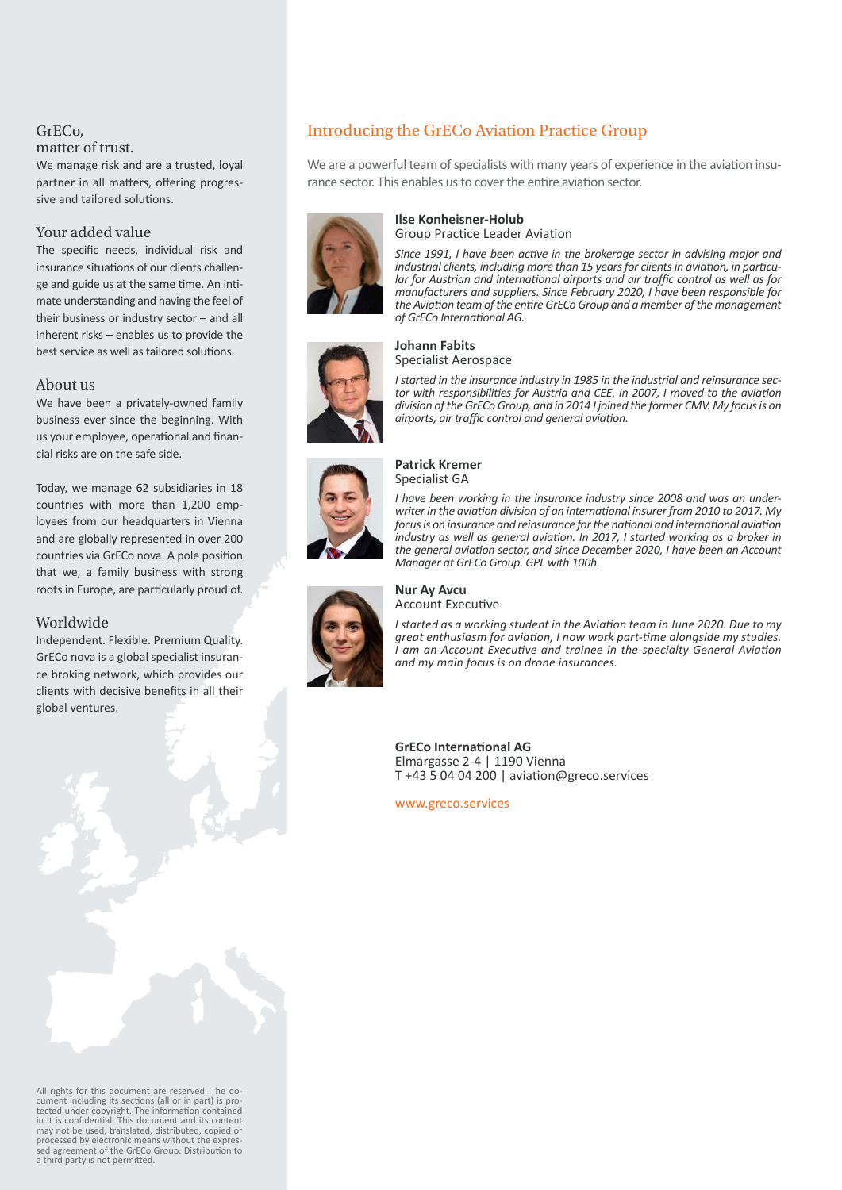## GrECo, matter of trust.

We manage risk and are a trusted, loyal partner in all matters, offering progressive and tailored solutions.

## Your added value

The specific needs, individual risk and insurance situations of our clients challenge and guide us at the same time. An intimate understanding and having the feel of their business or industry sector – and all inherent risks – enables us to provide the best service as well as tailored solutions.

## About us

We have been a privately-owned family business ever since the beginning. With us your employee, operational and financial risks are on the safe side.

Today, we manage 62 subsidiaries in 18 countries with more than 1,200 employees from our headquarters in Vienna and are globally represented in over 200 countries via GrECo nova. A pole position that we, a family business with strong roots in Europe, are particularly proud of.

## Worldwide

Independent. Flexible. Premium Quality. GrECo nova is a global specialist insurance broking network, which provides our clients with decisive benefits in all their global ventures.

All rights for this document are reserved. The document including its sections (all or in part) is protected under copyright. The information contained in it is confidential. This document and its content may not be used, translated, distributed, copied or processed by electronic means without the expressed agreement of the GrECo Group. Distribution to a third party is not permitted.

# Introducing the GrECo Aviation Practice Group

We are a powerful team of specialists with many years of experience in the aviation insurance sector. This enables us to cover the entire aviation sector.

**Ilse Konheisner-Holub**
Group Practice Leader Aviation

*Since 1991, I have been active in the brokerage sector in advising major and industrial clients, including more than 15 years for clients in aviation, in particular for Austrian and international airports and air traffic control as well as for manufacturers and suppliers. Since February 2020, I have been responsible for the Aviation team of the entire GrECo Group and a member of the management of GrECo International AG.*

**Johann Fabits**
Specialist Aerospace

*I started in the insurance industry in 1985 in the industrial and reinsurance sector with responsibilities for Austria and CEE. In 2007, I moved to the aviation division of the GrECo Group, and in 2014 I joined the former CMV. My focus is on airports, air traffic control and general aviation.*

**Patrick Kremer**
Specialist GA

*I have been working in the insurance industry since 2008 and was an underwriter in the aviation division of an international insurer from 2010 to 2017. My focus is on insurance and reinsurance for the national and international aviation industry as well as general aviation. In 2017, I started working as a broker in the general aviation sector, and since December 2020, I have been an Account Manager at GrECo Group. GPL with 100h.*

**Nur Ay Avcu**
Account Executive

*I started as a working student in the Aviation team in June 2020. Due to my great enthusiasm for aviation, I now work part-time alongside my studies. I am an Account Executive and trainee in the specialty General Aviation and my main focus is on drone insurances.*

**GrECo International AG**
Elmargasse 2-4 | 1190 Vienna
T +43 5 04 04 200 | aviation@greco.services

www.greco.services